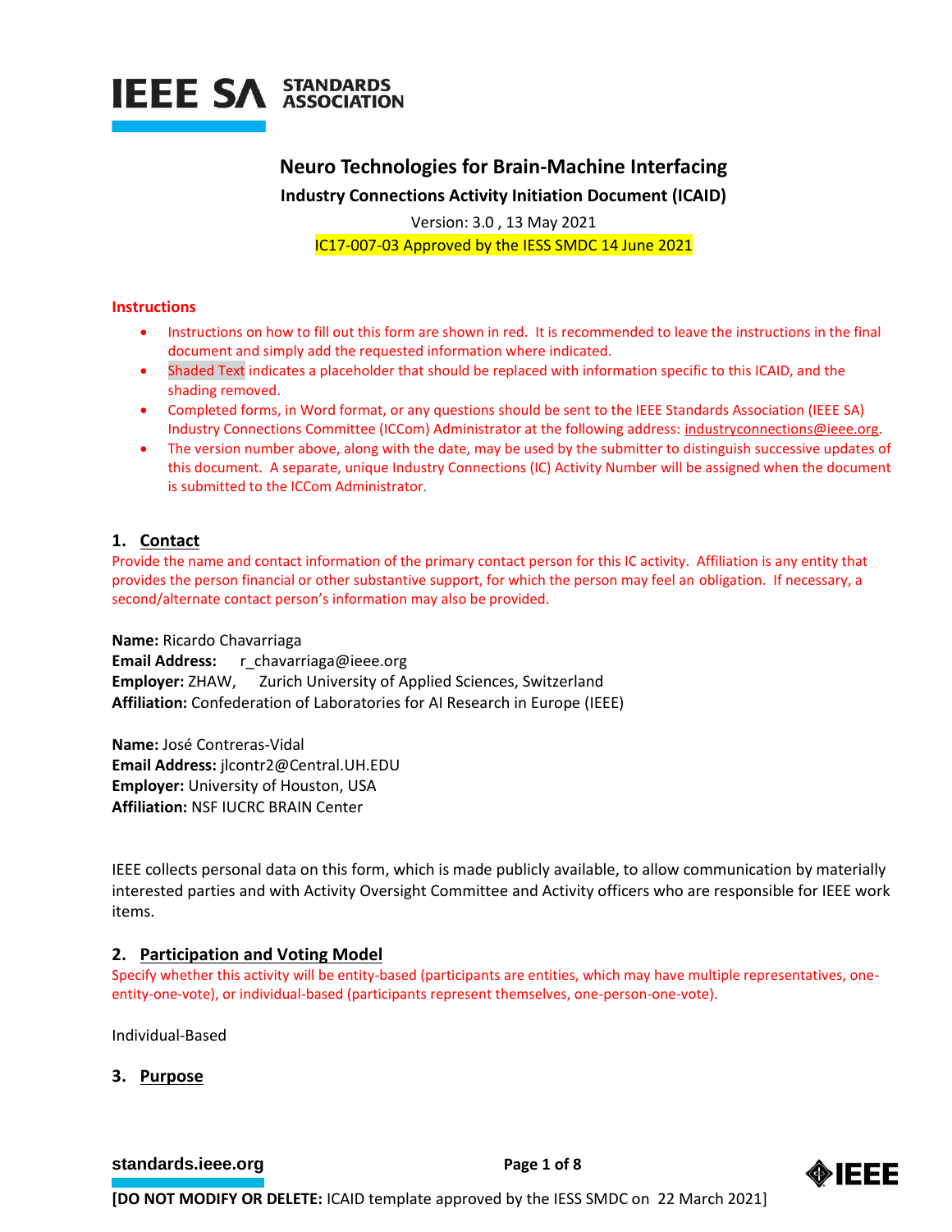IEEE SA STANDARDS ASSOCIATION

# Neuro Technologies for Brain-Machine Interfacing

**Industry Connections Activity Initiation Document (ICAID)**

Version: 3.0 , 13 May 2021

IC17-007-03 Approved by the IESS SMDC 14 June 2021

**Instructions**

- Instructions on how to fill out this form are shown in red. It is recommended to leave the instructions in the final document and simply add the requested information where indicated.
- Shaded Text indicates a placeholder that should be replaced with information specific to this ICAID, and the shading removed.
- Completed forms, in Word format, or any questions should be sent to the IEEE Standards Association (IEEE SA) Industry Connections Committee (ICCom) Administrator at the following address: industryconnections@ieee.org.
- The version number above, along with the date, may be used by the submitter to distinguish successive updates of this document. A separate, unique Industry Connections (IC) Activity Number will be assigned when the document is submitted to the ICCom Administrator.

## 1. Contact

Provide the name and contact information of the primary contact person for this IC activity. Affiliation is any entity that provides the person financial or other substantive support, for which the person may feel an obligation. If necessary, a second/alternate contact person's information may also be provided.

**Name:** Ricardo Chavarriaga
**Email Address:** r_chavarriaga@ieee.org
**Employer:** ZHAW, Zurich University of Applied Sciences, Switzerland
**Affiliation:** Confederation of Laboratories for AI Research in Europe (IEEE)

**Name:** José Contreras-Vidal
**Email Address:** jlcontr2@Central.UH.EDU
**Employer:** University of Houston, USA
**Affiliation:** NSF IUCRC BRAIN Center

IEEE collects personal data on this form, which is made publicly available, to allow communication by materially interested parties and with Activity Oversight Committee and Activity officers who are responsible for IEEE work items.

## 2. Participation and Voting Model

Specify whether this activity will be entity-based (participants are entities, which may have multiple representatives, one-entity-one-vote), or individual-based (participants represent themselves, one-person-one-vote).

Individual-Based

## 3. Purpose

**[DO NOT MODIFY OR DELETE:** ICAID template approved by the IESS SMDC on 22 March 2021]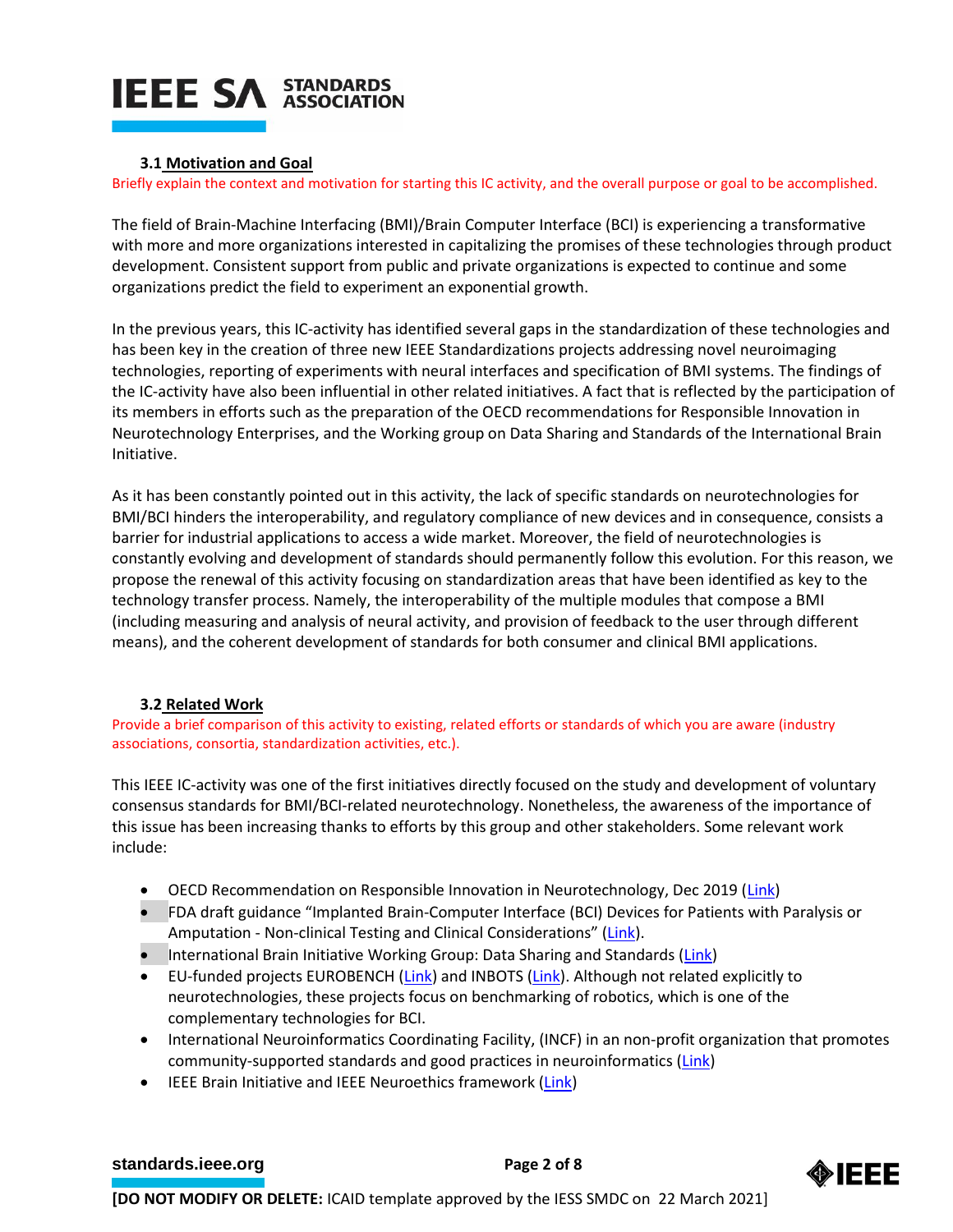### 3.1 Motivation and Goal

Briefly explain the context and motivation for starting this IC activity, and the overall purpose or goal to be accomplished.

The field of Brain-Machine Interfacing (BMI)/Brain Computer Interface (BCI) is experiencing a transformative with more and more organizations interested in capitalizing the promises of these technologies through product development. Consistent support from public and private organizations is expected to continue and some organizations predict the field to experiment an exponential growth.

In the previous years, this IC-activity has identified several gaps in the standardization of these technologies and has been key in the creation of three new IEEE Standardizations projects addressing novel neuroimaging technologies, reporting of experiments with neural interfaces and specification of BMI systems. The findings of the IC-activity have also been influential in other related initiatives. A fact that is reflected by the participation of its members in efforts such as the preparation of the OECD recommendations for Responsible Innovation in Neurotechnology Enterprises, and the Working group on Data Sharing and Standards of the International Brain Initiative.

As it has been constantly pointed out in this activity, the lack of specific standards on neurotechnologies for BMI/BCI hinders the interoperability, and regulatory compliance of new devices and in consequence, consists a barrier for industrial applications to access a wide market. Moreover, the field of neurotechnologies is constantly evolving and development of standards should permanently follow this evolution. For this reason, we propose the renewal of this activity focusing on standardization areas that have been identified as key to the technology transfer process. Namely, the interoperability of the multiple modules that compose a BMI (including measuring and analysis of neural activity, and provision of feedback to the user through different means), and the coherent development of standards for both consumer and clinical BMI applications.

### 3.2 Related Work

Provide a brief comparison of this activity to existing, related efforts or standards of which you are aware (industry associations, consortia, standardization activities, etc.).

This IEEE IC-activity was one of the first initiatives directly focused on the study and development of voluntary consensus standards for BMI/BCI-related neurotechnology. Nonetheless, the awareness of the importance of this issue has been increasing thanks to efforts by this group and other stakeholders. Some relevant work include:

- OECD Recommendation on Responsible Innovation in Neurotechnology, Dec 2019 (Link)
- FDA draft guidance "Implanted Brain-Computer Interface (BCI) Devices for Patients with Paralysis or Amputation - Non-clinical Testing and Clinical Considerations" (Link).
- International Brain Initiative Working Group: Data Sharing and Standards (Link)
- EU-funded projects EUROBENCH (Link) and INBOTS (Link). Although not related explicitly to neurotechnologies, these projects focus on benchmarking of robotics, which is one of the complementary technologies for BCI.
- International Neuroinformatics Coordinating Facility, (INCF) in an non-profit organization that promotes community-supported standards and good practices in neuroinformatics (Link)
- IEEE Brain Initiative and IEEE Neuroethics framework (Link)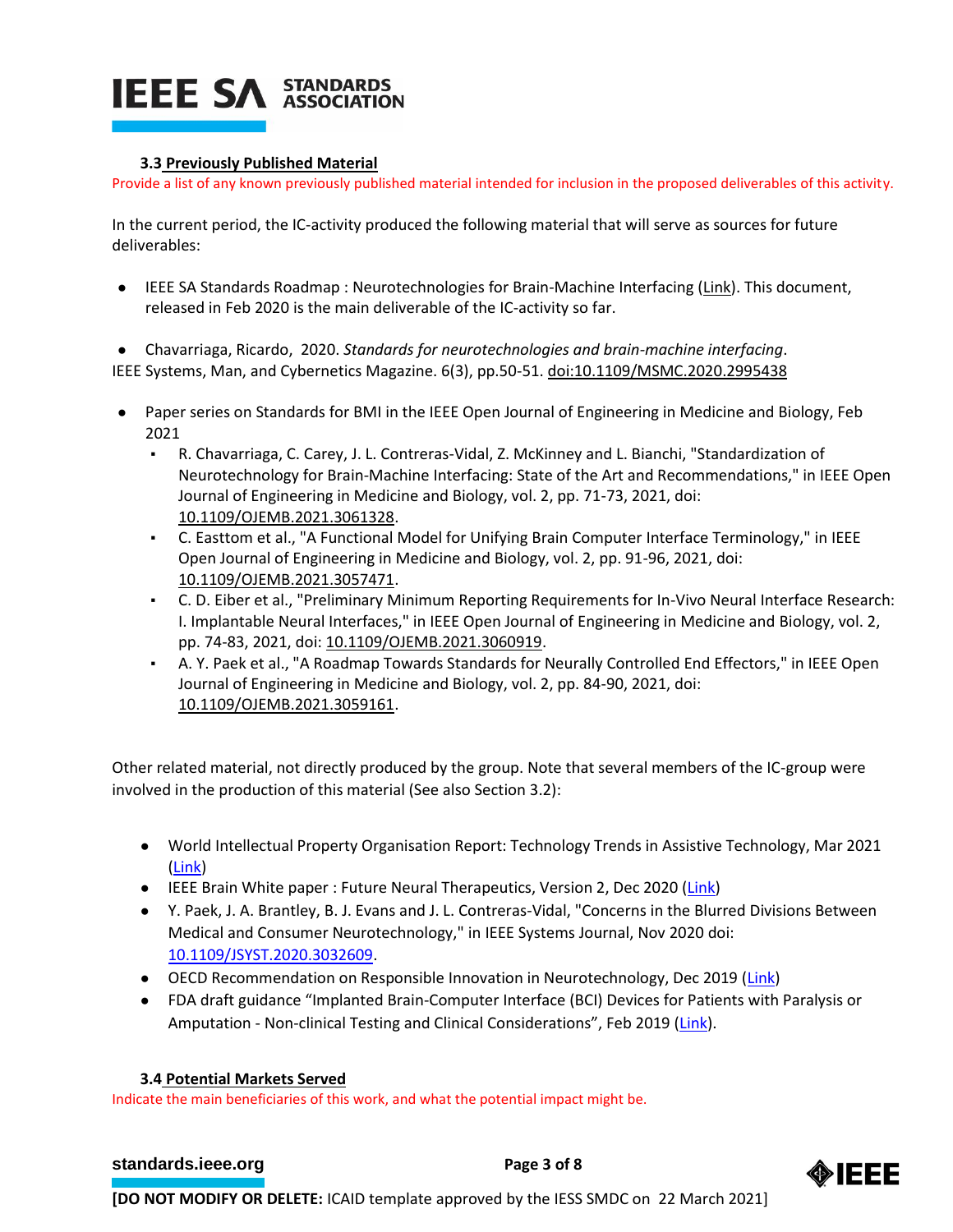### 3.3 Previously Published Material

Provide a list of any known previously published material intended for inclusion in the proposed deliverables of this activity.

In the current period, the IC-activity produced the following material that will serve as sources for future deliverables:

- IEEE SA Standards Roadmap : Neurotechnologies for Brain-Machine Interfacing (Link). This document, released in Feb 2020 is the main deliverable of the IC-activity so far.

- Chavarriaga, Ricardo, 2020. *Standards for neurotechnologies and brain-machine interfacing*. IEEE Systems, Man, and Cybernetics Magazine. 6(3), pp.50-51. doi:10.1109/MSMC.2020.2995438

- Paper series on Standards for BMI in the IEEE Open Journal of Engineering in Medicine and Biology, Feb 2021
  - R. Chavarriaga, C. Carey, J. L. Contreras-Vidal, Z. McKinney and L. Bianchi, "Standardization of Neurotechnology for Brain-Machine Interfacing: State of the Art and Recommendations," in IEEE Open Journal of Engineering in Medicine and Biology, vol. 2, pp. 71-73, 2021, doi: 10.1109/OJEMB.2021.3061328.
  - C. Easttom et al., "A Functional Model for Unifying Brain Computer Interface Terminology," in IEEE Open Journal of Engineering in Medicine and Biology, vol. 2, pp. 91-96, 2021, doi: 10.1109/OJEMB.2021.3057471.
  - C. D. Eiber et al., "Preliminary Minimum Reporting Requirements for In-Vivo Neural Interface Research: I. Implantable Neural Interfaces," in IEEE Open Journal of Engineering in Medicine and Biology, vol. 2, pp. 74-83, 2021, doi: 10.1109/OJEMB.2021.3060919.
  - A. Y. Paek et al., "A Roadmap Towards Standards for Neurally Controlled End Effectors," in IEEE Open Journal of Engineering in Medicine and Biology, vol. 2, pp. 84-90, 2021, doi: 10.1109/OJEMB.2021.3059161.

Other related material, not directly produced by the group. Note that several members of the IC-group were involved in the production of this material (See also Section 3.2):

- World Intellectual Property Organisation Report: Technology Trends in Assistive Technology, Mar 2021 (Link)
- IEEE Brain White paper : Future Neural Therapeutics, Version 2, Dec 2020 (Link)
- Y. Paek, J. A. Brantley, B. J. Evans and J. L. Contreras-Vidal, "Concerns in the Blurred Divisions Between Medical and Consumer Neurotechnology," in IEEE Systems Journal, Nov 2020 doi: 10.1109/JSYST.2020.3032609.
- OECD Recommendation on Responsible Innovation in Neurotechnology, Dec 2019 (Link)
- FDA draft guidance "Implanted Brain-Computer Interface (BCI) Devices for Patients with Paralysis or Amputation - Non-clinical Testing and Clinical Considerations", Feb 2019 (Link).

### 3.4 Potential Markets Served

Indicate the main beneficiaries of this work, and what the potential impact might be.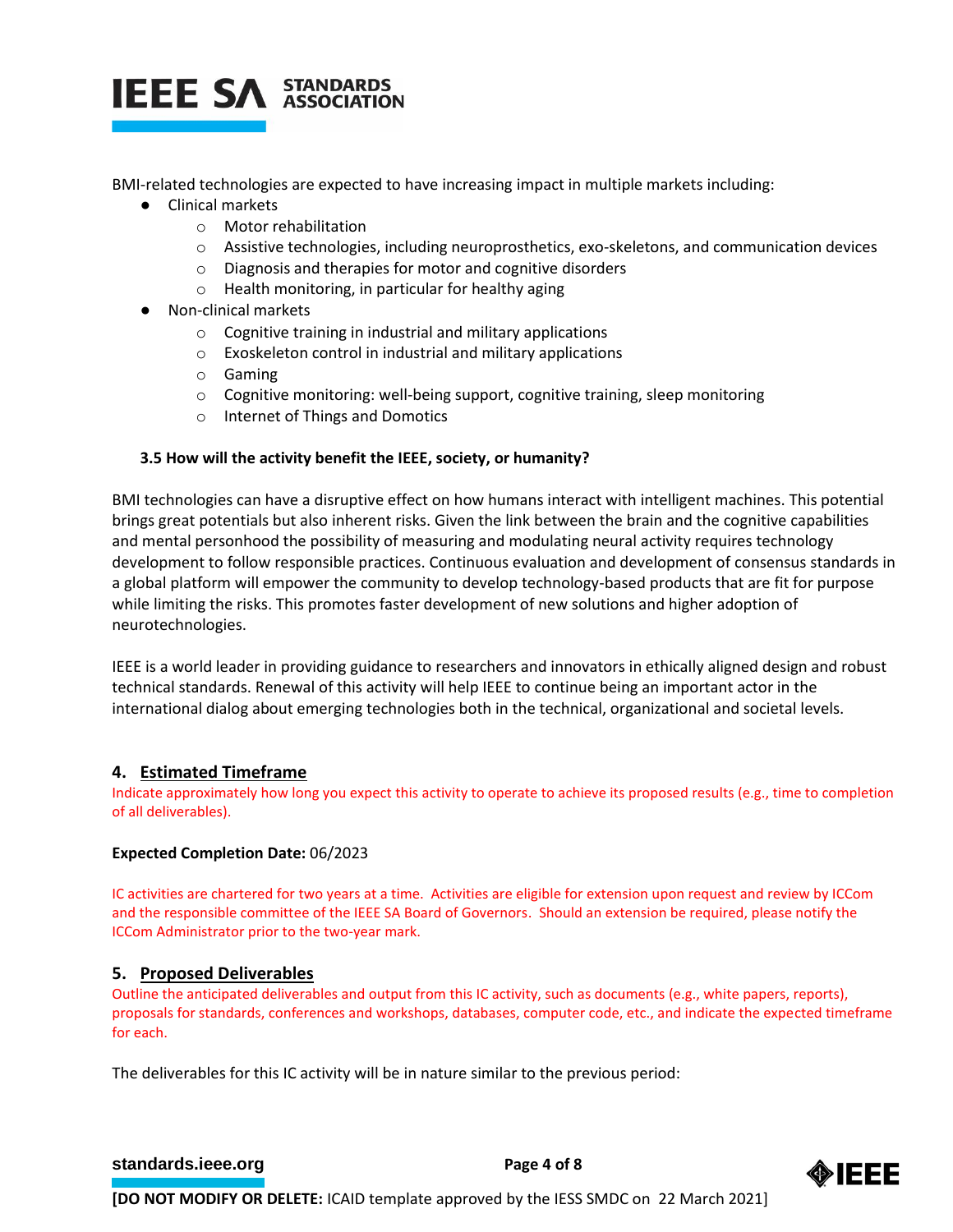BMI-related technologies are expected to have increasing impact in multiple markets including:

- Clinical markets
    - Motor rehabilitation
    - Assistive technologies, including neuroprosthetics, exo-skeletons, and communication devices
    - Diagnosis and therapies for motor and cognitive disorders
    - Health monitoring, in particular for healthy aging
- Non-clinical markets
    - Cognitive training in industrial and military applications
    - Exoskeleton control in industrial and military applications
    - Gaming
    - Cognitive monitoring: well-being support, cognitive training, sleep monitoring
    - Internet of Things and Domotics

### 3.5 How will the activity benefit the IEEE, society, or humanity?

BMI technologies can have a disruptive effect on how humans interact with intelligent machines. This potential brings great potentials but also inherent risks. Given the link between the brain and the cognitive capabilities and mental personhood the possibility of measuring and modulating neural activity requires technology development to follow responsible practices. Continuous evaluation and development of consensus standards in a global platform will empower the community to develop technology-based products that are fit for purpose while limiting the risks. This promotes faster development of new solutions and higher adoption of neurotechnologies.

IEEE is a world leader in providing guidance to researchers and innovators in ethically aligned design and robust technical standards. Renewal of this activity will help IEEE to continue being an important actor in the international dialog about emerging technologies both in the technical, organizational and societal levels.

## 4. Estimated Timeframe

Indicate approximately how long you expect this activity to operate to achieve its proposed results (e.g., time to completion of all deliverables).

**Expected Completion Date:** 06/2023

IC activities are chartered for two years at a time. Activities are eligible for extension upon request and review by ICCom and the responsible committee of the IEEE SA Board of Governors. Should an extension be required, please notify the ICCom Administrator prior to the two-year mark.

## 5. Proposed Deliverables

Outline the anticipated deliverables and output from this IC activity, such as documents (e.g., white papers, reports), proposals for standards, conferences and workshops, databases, computer code, etc., and indicate the expected timeframe for each.

The deliverables for this IC activity will be in nature similar to the previous period: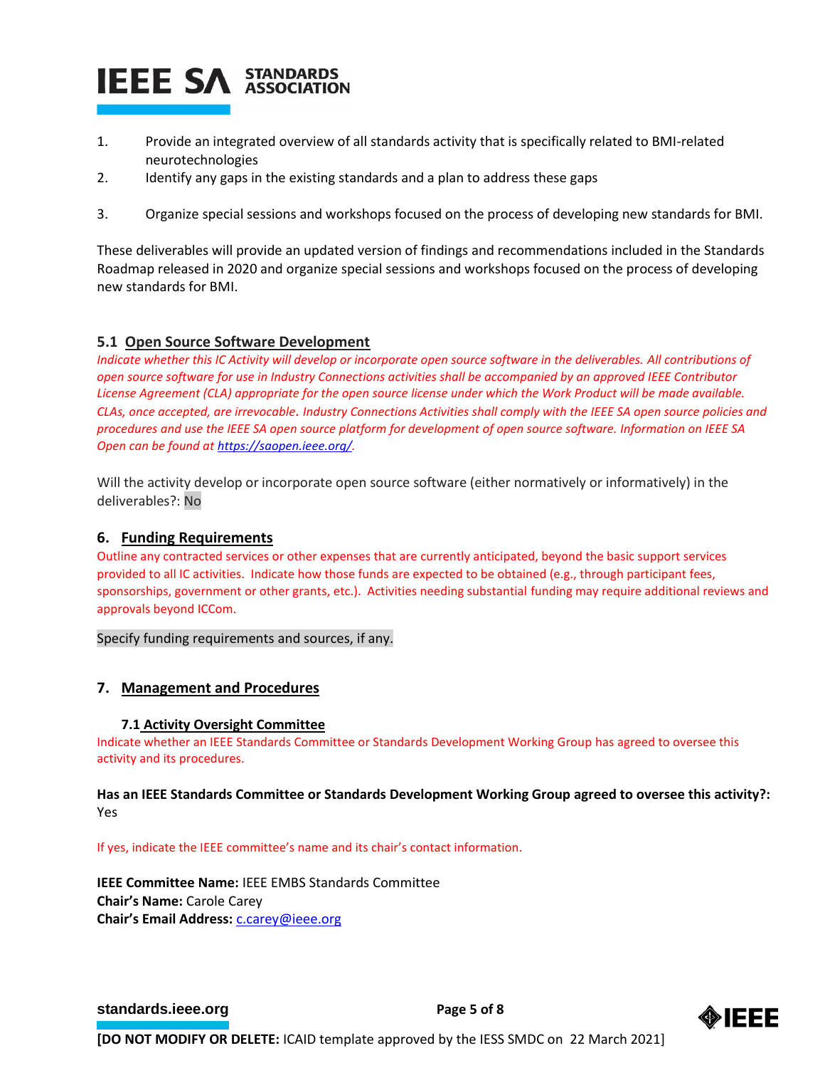1. Provide an integrated overview of all standards activity that is specifically related to BMI-related neurotechnologies
2. Identify any gaps in the existing standards and a plan to address these gaps
3. Organize special sessions and workshops focused on the process of developing new standards for BMI.

These deliverables will provide an updated version of findings and recommendations included in the Standards Roadmap released in 2020 and organize special sessions and workshops focused on the process of developing new standards for BMI.

### 5.1 Open Source Software Development

*Indicate whether this IC Activity will develop or incorporate open source software in the deliverables. All contributions of open source software for use in Industry Connections activities shall be accompanied by an approved IEEE Contributor License Agreement (CLA) appropriate for the open source license under which the Work Product will be made available. CLAs, once accepted, are irrevocable. Industry Connections Activities shall comply with the IEEE SA open source policies and procedures and use the IEEE SA open source platform for development of open source software. Information on IEEE SA Open can be found at [https://saopen.ieee.org/](https://saopen.ieee.org/).*

Will the activity develop or incorporate open source software (either normatively or informatively) in the deliverables?: No

## 6. Funding Requirements

Outline any contracted services or other expenses that are currently anticipated, beyond the basic support services provided to all IC activities. Indicate how those funds are expected to be obtained (e.g., through participant fees, sponsorships, government or other grants, etc.). Activities needing substantial funding may require additional reviews and approvals beyond ICCom.

Specify funding requirements and sources, if any.

## 7. Management and Procedures

### 7.1 Activity Oversight Committee

Indicate whether an IEEE Standards Committee or Standards Development Working Group has agreed to oversee this activity and its procedures.

**Has an IEEE Standards Committee or Standards Development Working Group agreed to oversee this activity?:** Yes

If yes, indicate the IEEE committee's name and its chair's contact information.

**IEEE Committee Name:** IEEE EMBS Standards Committee
**Chair's Name:** Carole Carey
**Chair's Email Address:** [c.carey@ieee.org](mailto:c.carey@ieee.org)

**[DO NOT MODIFY OR DELETE:** ICAID template approved by the IESS SMDC on 22 March 2021]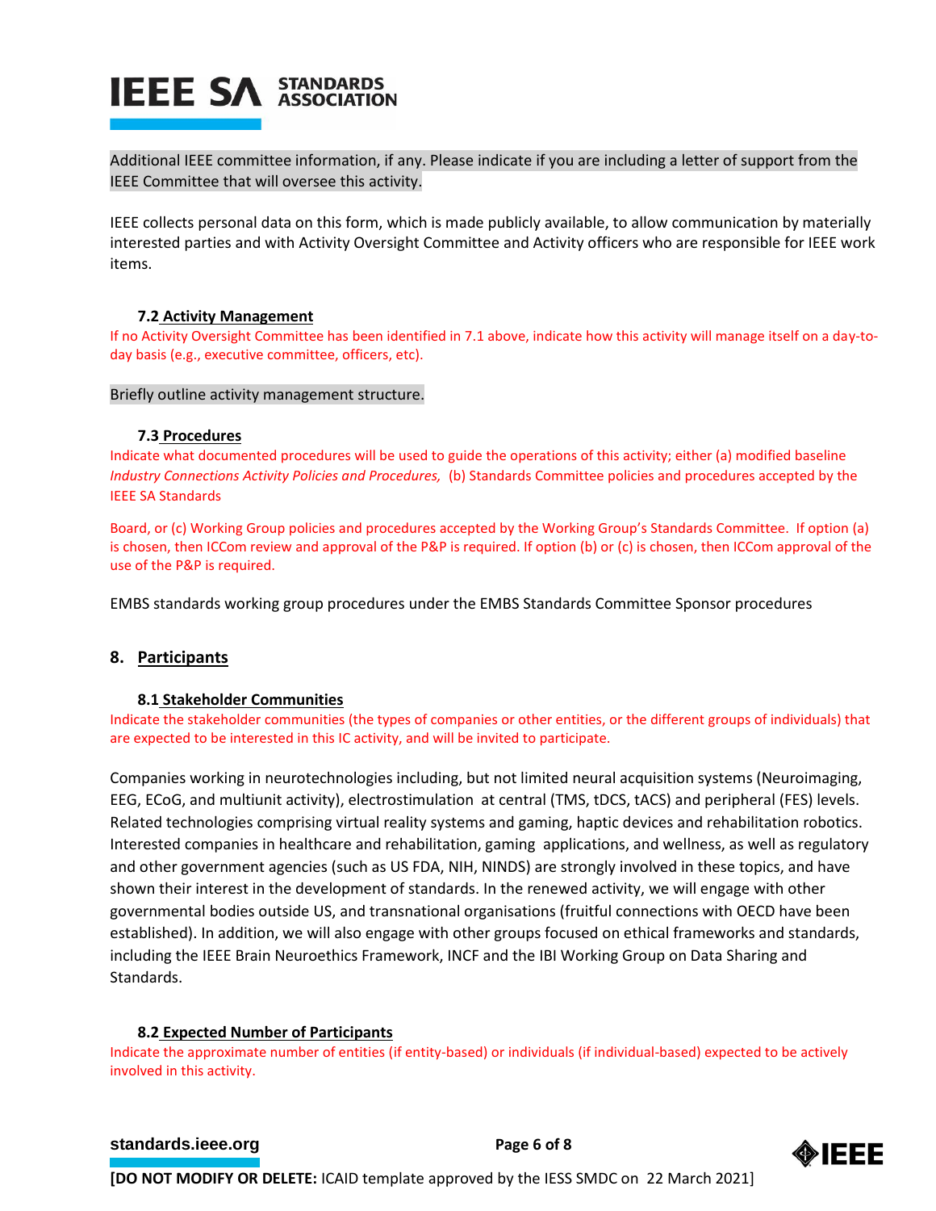Additional IEEE committee information, if any. Please indicate if you are including a letter of support from the IEEE Committee that will oversee this activity.

IEEE collects personal data on this form, which is made publicly available, to allow communication by materially interested parties and with Activity Oversight Committee and Activity officers who are responsible for IEEE work items.

### 7.2 Activity Management

If no Activity Oversight Committee has been identified in 7.1 above, indicate how this activity will manage itself on a day-to-day basis (e.g., executive committee, officers, etc).

Briefly outline activity management structure.

### 7.3 Procedures

Indicate what documented procedures will be used to guide the operations of this activity; either (a) modified baseline *Industry Connections Activity Policies and Procedures,* (b) Standards Committee policies and procedures accepted by the IEEE SA Standards

Board, or (c) Working Group policies and procedures accepted by the Working Group's Standards Committee. If option (a) is chosen, then ICCom review and approval of the P&P is required. If option (b) or (c) is chosen, then ICCom approval of the use of the P&P is required.

EMBS standards working group procedures under the EMBS Standards Committee Sponsor procedures

## 8. Participants

### 8.1 Stakeholder Communities

Indicate the stakeholder communities (the types of companies or other entities, or the different groups of individuals) that are expected to be interested in this IC activity, and will be invited to participate.

Companies working in neurotechnologies including, but not limited neural acquisition systems (Neuroimaging, EEG, ECoG, and multiunit activity), electrostimulation at central (TMS, tDCS, tACS) and peripheral (FES) levels. Related technologies comprising virtual reality systems and gaming, haptic devices and rehabilitation robotics. Interested companies in healthcare and rehabilitation, gaming applications, and wellness, as well as regulatory and other government agencies (such as US FDA, NIH, NINDS) are strongly involved in these topics, and have shown their interest in the development of standards. In the renewed activity, we will engage with other governmental bodies outside US, and transnational organisations (fruitful connections with OECD have been established). In addition, we will also engage with other groups focused on ethical frameworks and standards, including the IEEE Brain Neuroethics Framework, INCF and the IBI Working Group on Data Sharing and Standards.

### 8.2 Expected Number of Participants

Indicate the approximate number of entities (if entity-based) or individuals (if individual-based) expected to be actively involved in this activity.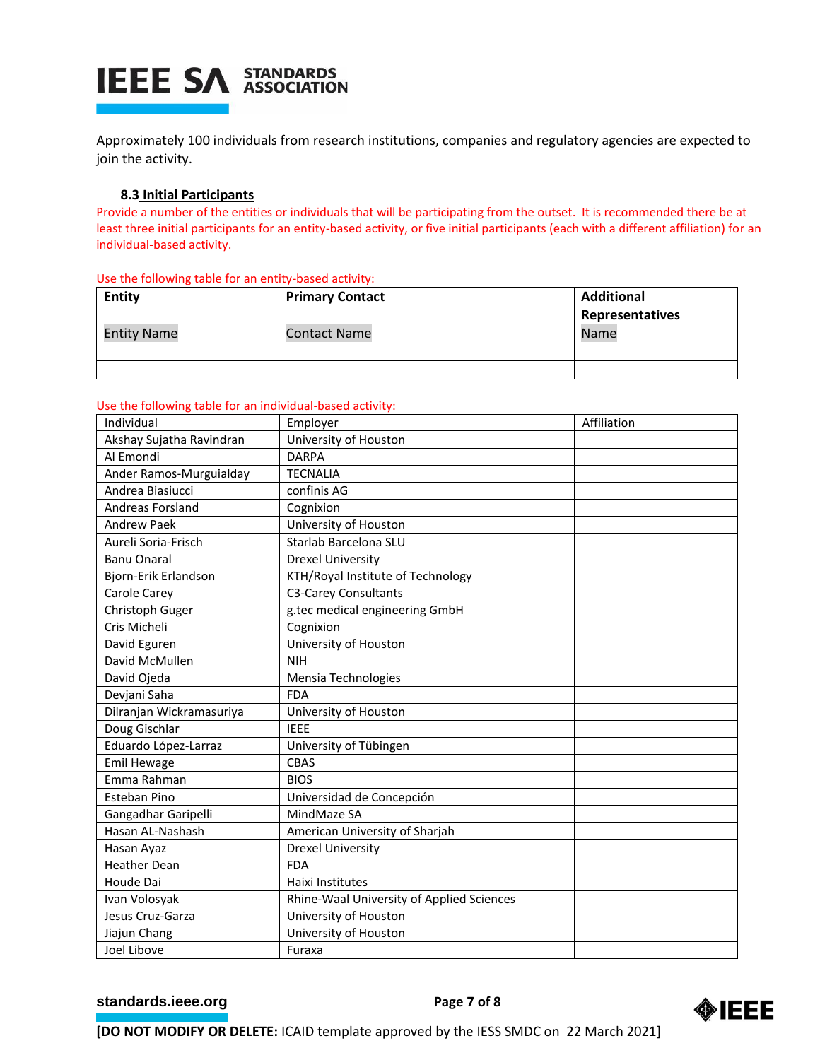Approximately 100 individuals from research institutions, companies and regulatory agencies are expected to join the activity.

### 8.3 Initial Participants

Provide a number of the entities or individuals that will be participating from the outset. It is recommended there be at least three initial participants for an entity-based activity, or five initial participants (each with a different affiliation) for an individual-based activity.

Use the following table for an entity-based activity:

| Entity | Primary Contact | Additional Representatives |
|---|---|---|
| Entity Name | Contact Name | Name |
| | | |

Use the following table for an individual-based activity:

| Individual | Employer | Affiliation |
|---|---|---|
| Akshay Sujatha Ravindran | University of Houston | |
| Al Emondi | DARPA | |
| Ander Ramos-Murguialday | TECNALIA | |
| Andrea Biasiucci | confinis AG | |
| Andreas Forsland | Cognixion | |
| Andrew Paek | University of Houston | |
| Aureli Soria-Frisch | Starlab Barcelona SLU | |
| Banu Onaral | Drexel University | |
| Bjorn-Erik Erlandson | KTH/Royal Institute of Technology | |
| Carole Carey | C3-Carey Consultants | |
| Christoph Guger | g.tec medical engineering GmbH | |
| Cris Micheli | Cognixion | |
| David Eguren | University of Houston | |
| David McMullen | NIH | |
| David Ojeda | Mensia Technologies | |
| Devjani Saha | FDA | |
| Dilranjan Wickramasuriya | University of Houston | |
| Doug Gischlar | IEEE | |
| Eduardo López-Larraz | University of Tübingen | |
| Emil Hewage | CBAS | |
| Emma Rahman | BIOS | |
| Esteban Pino | Universidad de Concepción | |
| Gangadhar Garipelli | MindMaze SA | |
| Hasan AL-Nashash | American University of Sharjah | |
| Hasan Ayaz | Drexel University | |
| Heather Dean | FDA | |
| Houde Dai | Haixi Institutes | |
| Ivan Volosyak | Rhine-Waal University of Applied Sciences | |
| Jesus Cruz-Garza | University of Houston | |
| Jiajun Chang | University of Houston | |
| Joel Libove | Furaxa | |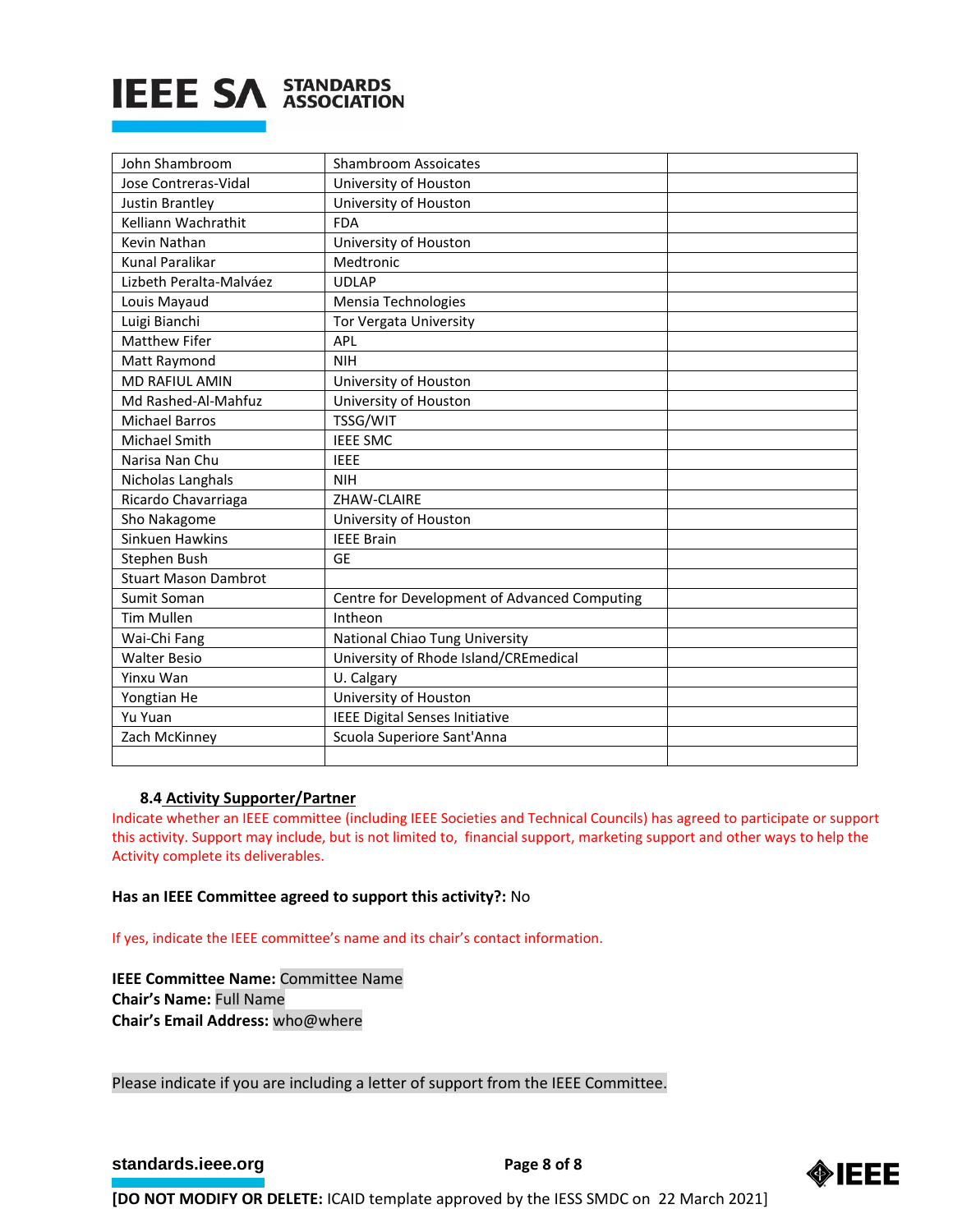| | | |
|---|---|---|
| John Shambroom | Shambroom Assoicates | |
| Jose Contreras-Vidal | University of Houston | |
| Justin Brantley | University of Houston | |
| Kelliann Wachrathit | FDA | |
| Kevin Nathan | University of Houston | |
| Kunal Paralikar | Medtronic | |
| Lizbeth Peralta-Malváez | UDLAP | |
| Louis Mayaud | Mensia Technologies | |
| Luigi Bianchi | Tor Vergata University | |
| Matthew Fifer | APL | |
| Matt Raymond | NIH | |
| MD RAFIUL AMIN | University of Houston | |
| Md Rashed-Al-Mahfuz | University of Houston | |
| Michael Barros | TSSG/WIT | |
| Michael Smith | IEEE SMC | |
| Narisa Nan Chu | IEEE | |
| Nicholas Langhals | NIH | |
| Ricardo Chavarriaga | ZHAW-CLAIRE | |
| Sho Nakagome | University of Houston | |
| Sinkuen Hawkins | IEEE Brain | |
| Stephen Bush | GE | |
| Stuart Mason Dambrot | | |
| Sumit Soman | Centre for Development of Advanced Computing | |
| Tim Mullen | Intheon | |
| Wai-Chi Fang | National Chiao Tung University | |
| Walter Besio | University of Rhode Island/CREmedical | |
| Yinxu Wan | U. Calgary | |
| Yongtian He | University of Houston | |
| Yu Yuan | IEEE Digital Senses Initiative | |
| Zach McKinney | Scuola Superiore Sant'Anna | |
| | | |

### 8.4 Activity Supporter/Partner

Indicate whether an IEEE committee (including IEEE Societies and Technical Councils) has agreed to participate or support this activity. Support may include, but is not limited to, financial support, marketing support and other ways to help the Activity complete its deliverables.

**Has an IEEE Committee agreed to support this activity?:** No

If yes, indicate the IEEE committee's name and its chair's contact information.

**IEEE Committee Name:** Committee Name
**Chair's Name:** Full Name
**Chair's Email Address:** who@where

Please indicate if you are including a letter of support from the IEEE Committee.

**[DO NOT MODIFY OR DELETE:** ICAID template approved by the IESS SMDC on 22 March 2021]